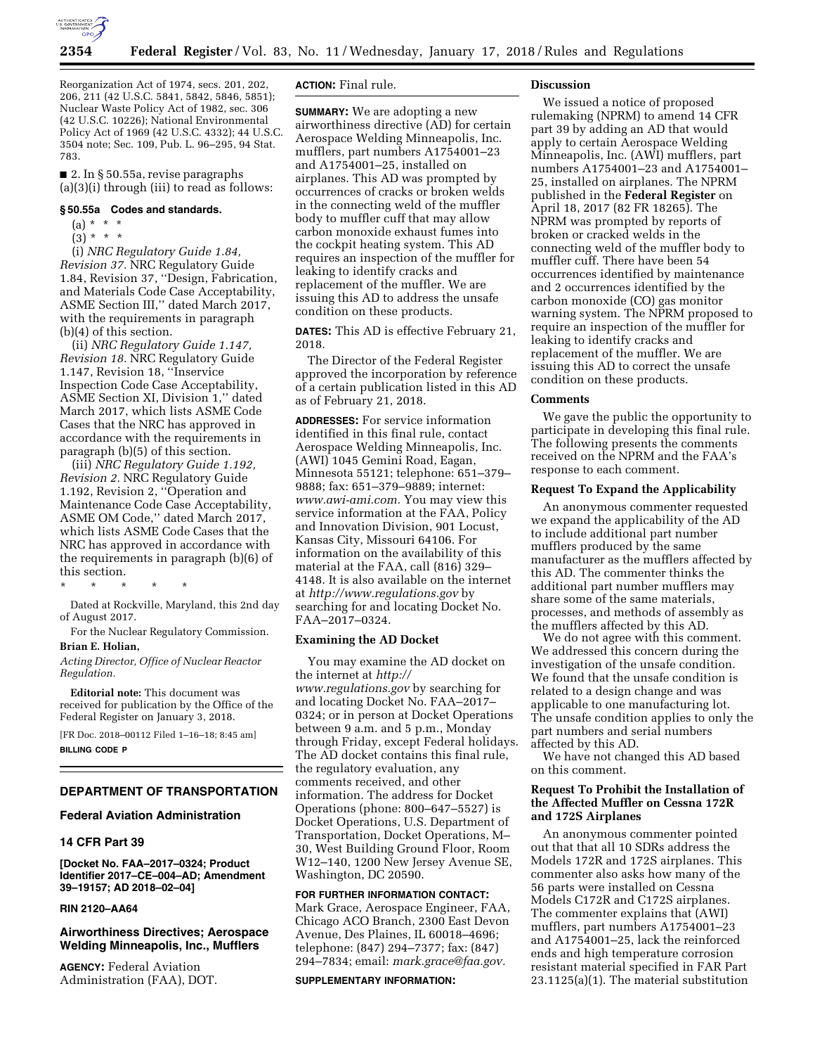Reorganization Act of 1974, secs. 201, 202, 206, 211 (42 U.S.C. 5841, 5842, 5846, 5851); Nuclear Waste Policy Act of 1982, sec. 306 (42 U.S.C. 10226); National Environmental Policy Act of 1969 (42 U.S.C. 4332); 44 U.S.C. 3504 note; Sec. 109, Pub. L. 96–295, 94 Stat. 783.

■ 2. In § 50.55a, revise paragraphs (a)(3)(i) through (iii) to read as follows:

**§ 50.55a Codes and standards.**

(a) * * *

(3) * * *

(i) *NRC Regulatory Guide 1.84, Revision 37.* NRC Regulatory Guide 1.84, Revision 37, ''Design, Fabrication, and Materials Code Case Acceptability, ASME Section III,'' dated March 2017, with the requirements in paragraph (b)(4) of this section.

(ii) *NRC Regulatory Guide 1.147, Revision 18.* NRC Regulatory Guide 1.147, Revision 18, ''Inservice Inspection Code Case Acceptability, ASME Section XI, Division 1,'' dated March 2017, which lists ASME Code Cases that the NRC has approved in accordance with the requirements in paragraph (b)(5) of this section.

(iii) *NRC Regulatory Guide 1.192, Revision 2.* NRC Regulatory Guide 1.192, Revision 2, ''Operation and Maintenance Code Case Acceptability, ASME OM Code,'' dated March 2017, which lists ASME Code Cases that the NRC has approved in accordance with the requirements in paragraph (b)(6) of this section.

* * * * *

Dated at Rockville, Maryland, this 2nd day of August 2017.

For the Nuclear Regulatory Commission.

**Brian E. Holian,**

*Acting Director, Office of Nuclear Reactor Regulation.*

**Editorial note:** This document was received for publication by the Office of the Federal Register on January 3, 2018.

[FR Doc. 2018–00112 Filed 1–16–18; 8:45 am]

**BILLING CODE P**

## DEPARTMENT OF TRANSPORTATION

### Federal Aviation Administration

### 14 CFR Part 39

**[Docket No. FAA–2017–0324; Product Identifier 2017–CE–004–AD; Amendment 39–19157; AD 2018–02–04]**

**RIN 2120–AA64**

### Airworthiness Directives; Aerospace Welding Minneapolis, Inc., Mufflers

**AGENCY:** Federal Aviation Administration (FAA), DOT.

**ACTION:** Final rule.

**SUMMARY:** We are adopting a new airworthiness directive (AD) for certain Aerospace Welding Minneapolis, Inc. mufflers, part numbers A1754001–23 and A1754001–25, installed on airplanes. This AD was prompted by occurrences of cracks or broken welds in the connecting weld of the muffler body to muffler cuff that may allow carbon monoxide exhaust fumes into the cockpit heating system. This AD requires an inspection of the muffler for leaking to identify cracks and replacement of the muffler. We are issuing this AD to address the unsafe condition on these products.

**DATES:** This AD is effective February 21, 2018.

The Director of the Federal Register approved the incorporation by reference of a certain publication listed in this AD as of February 21, 2018.

**ADDRESSES:** For service information identified in this final rule, contact Aerospace Welding Minneapolis, Inc. (AWI) 1045 Gemini Road, Eagan, Minnesota 55121; telephone: 651–379–9888; fax: 651–379–9889; internet: *www.awi-ami.com.* You may view this service information at the FAA, Policy and Innovation Division, 901 Locust, Kansas City, Missouri 64106. For information on the availability of this material at the FAA, call (816) 329–4148. It is also available on the internet at *http://www.regulations.gov* by searching for and locating Docket No. FAA–2017–0324.

#### Examining the AD Docket

You may examine the AD docket on the internet at *http://www.regulations.gov* by searching for and locating Docket No. FAA–2017–0324; or in person at Docket Operations between 9 a.m. and 5 p.m., Monday through Friday, except Federal holidays. The AD docket contains this final rule, the regulatory evaluation, any comments received, and other information. The address for Docket Operations (phone: 800–647–5527) is Docket Operations, U.S. Department of Transportation, Docket Operations, M–30, West Building Ground Floor, Room W12–140, 1200 New Jersey Avenue SE, Washington, DC 20590.

**FOR FURTHER INFORMATION CONTACT:** Mark Grace, Aerospace Engineer, FAA, Chicago ACO Branch, 2300 East Devon Avenue, Des Plaines, IL 60018–4696; telephone: (847) 294–7377; fax: (847) 294–7834; email: *mark.grace@faa.gov.*

**SUPPLEMENTARY INFORMATION:**

#### Discussion

We issued a notice of proposed rulemaking (NPRM) to amend 14 CFR part 39 by adding an AD that would apply to certain Aerospace Welding Minneapolis, Inc. (AWI) mufflers, part numbers A1754001–23 and A1754001–25, installed on airplanes. The NPRM published in the **Federal Register** on April 18, 2017 (82 FR 18265). The NPRM was prompted by reports of broken or cracked welds in the connecting weld of the muffler body to muffler cuff. There have been 54 occurrences identified by maintenance and 2 occurrences identified by the carbon monoxide (CO) gas monitor warning system. The NPRM proposed to require an inspection of the muffler for leaking to identify cracks and replacement of the muffler. We are issuing this AD to correct the unsafe condition on these products.

#### Comments

We gave the public the opportunity to participate in developing this final rule. The following presents the comments received on the NPRM and the FAA's response to each comment.

#### Request To Expand the Applicability

An anonymous commenter requested we expand the applicability of the AD to include additional part number mufflers produced by the same manufacturer as the mufflers affected by this AD. The commenter thinks the additional part number mufflers may share some of the same materials, processes, and methods of assembly as the mufflers affected by this AD.

We do not agree with this comment. We addressed this concern during the investigation of the unsafe condition. We found that the unsafe condition is related to a design change and was applicable to one manufacturing lot. The unsafe condition applies to only the part numbers and serial numbers affected by this AD.

We have not changed this AD based on this comment.

#### Request To Prohibit the Installation of the Affected Muffler on Cessna 172R and 172S Airplanes

An anonymous commenter pointed out that that all 10 SDRs address the Models 172R and 172S airplanes. This commenter also asks how many of the 56 parts were installed on Cessna Models C172R and C172S airplanes. The commenter explains that (AWI) mufflers, part numbers A1754001–23 and A1754001–25, lack the reinforced ends and high temperature corrosion resistant material specified in FAR Part 23.1125(a)(1). The material substitution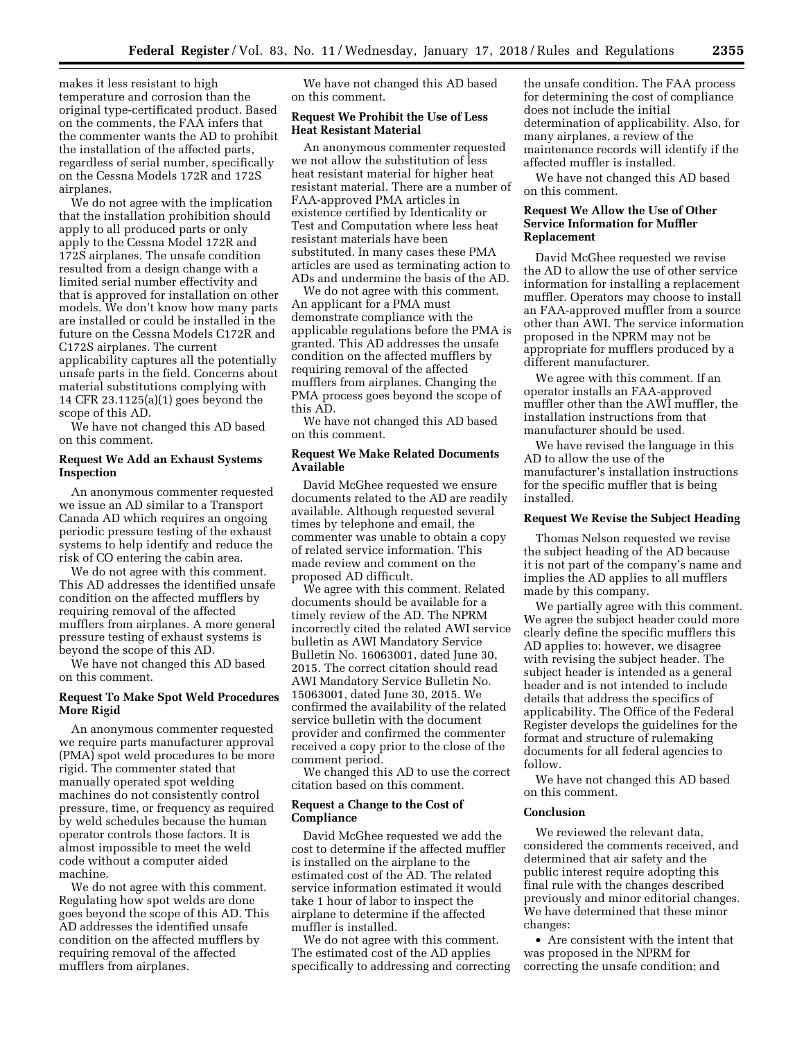makes it less resistant to high temperature and corrosion than the original type-certificated product. Based on the comments, the FAA infers that the commenter wants the AD to prohibit the installation of the affected parts, regardless of serial number, specifically on the Cessna Models 172R and 172S airplanes.

We do not agree with the implication that the installation prohibition should apply to all produced parts or only apply to the Cessna Model 172R and 172S airplanes. The unsafe condition resulted from a design change with a limited serial number effectivity and that is approved for installation on other models. We don't know how many parts are installed or could be installed in the future on the Cessna Models C172R and C172S airplanes. The current applicability captures all the potentially unsafe parts in the field. Concerns about material substitutions complying with 14 CFR 23.1125(a)(1) goes beyond the scope of this AD.

We have not changed this AD based on this comment.

### Request We Add an Exhaust Systems Inspection

An anonymous commenter requested we issue an AD similar to a Transport Canada AD which requires an ongoing periodic pressure testing of the exhaust systems to help identify and reduce the risk of CO entering the cabin area.

We do not agree with this comment. This AD addresses the identified unsafe condition on the affected mufflers by requiring removal of the affected mufflers from airplanes. A more general pressure testing of exhaust systems is beyond the scope of this AD.

We have not changed this AD based on this comment.

### Request To Make Spot Weld Procedures More Rigid

An anonymous commenter requested we require parts manufacturer approval (PMA) spot weld procedures to be more rigid. The commenter stated that manually operated spot welding machines do not consistently control pressure, time, or frequency as required by weld schedules because the human operator controls those factors. It is almost impossible to meet the weld code without a computer aided machine.

We do not agree with this comment. Regulating how spot welds are done goes beyond the scope of this AD. This AD addresses the identified unsafe condition on the affected mufflers by requiring removal of the affected mufflers from airplanes.

We have not changed this AD based on this comment.

### Request We Prohibit the Use of Less Heat Resistant Material

An anonymous commenter requested we not allow the substitution of less heat resistant material for higher heat resistant material. There are a number of FAA-approved PMA articles in existence certified by Identicality or Test and Computation where less heat resistant materials have been substituted. In many cases these PMA articles are used as terminating action to ADs and undermine the basis of the AD.

We do not agree with this comment. An applicant for a PMA must demonstrate compliance with the applicable regulations before the PMA is granted. This AD addresses the unsafe condition on the affected mufflers by requiring removal of the affected mufflers from airplanes. Changing the PMA process goes beyond the scope of this AD.

We have not changed this AD based on this comment.

### Request We Make Related Documents Available

David McGhee requested we ensure documents related to the AD are readily available. Although requested several times by telephone and email, the commenter was unable to obtain a copy of related service information. This made review and comment on the proposed AD difficult.

We agree with this comment. Related documents should be available for a timely review of the AD. The NPRM incorrectly cited the related AWI service bulletin as AWI Mandatory Service Bulletin No. 16063001, dated June 30, 2015. The correct citation should read AWI Mandatory Service Bulletin No. 15063001, dated June 30, 2015. We confirmed the availability of the related service bulletin with the document provider and confirmed the commenter received a copy prior to the close of the comment period.

We changed this AD to use the correct citation based on this comment.

### Request a Change to the Cost of Compliance

David McGhee requested we add the cost to determine if the affected muffler is installed on the airplane to the estimated cost of the AD. The related service information estimated it would take 1 hour of labor to inspect the airplane to determine if the affected muffler is installed.

We do not agree with this comment. The estimated cost of the AD applies specifically to addressing and correcting the unsafe condition. The FAA process for determining the cost of compliance does not include the initial determination of applicability. Also, for many airplanes, a review of the maintenance records will identify if the affected muffler is installed.

We have not changed this AD based on this comment.

### Request We Allow the Use of Other Service Information for Muffler Replacement

David McGhee requested we revise the AD to allow the use of other service information for installing a replacement muffler. Operators may choose to install an FAA-approved muffler from a source other than AWI. The service information proposed in the NPRM may not be appropriate for mufflers produced by a different manufacturer.

We agree with this comment. If an operator installs an FAA-approved muffler other than the AWI muffler, the installation instructions from that manufacturer should be used.

We have revised the language in this AD to allow the use of the manufacturer's installation instructions for the specific muffler that is being installed.

### Request We Revise the Subject Heading

Thomas Nelson requested we revise the subject heading of the AD because it is not part of the company's name and implies the AD applies to all mufflers made by this company.

We partially agree with this comment. We agree the subject header could more clearly define the specific mufflers this AD applies to; however, we disagree with revising the subject header. The subject header is intended as a general header and is not intended to include details that address the specifics of applicability. The Office of the Federal Register develops the guidelines for the format and structure of rulemaking documents for all federal agencies to follow.

We have not changed this AD based on this comment.

### Conclusion

We reviewed the relevant data, considered the comments received, and determined that air safety and the public interest require adopting this final rule with the changes described previously and minor editorial changes. We have determined that these minor changes:

- Are consistent with the intent that was proposed in the NPRM for correcting the unsafe condition; and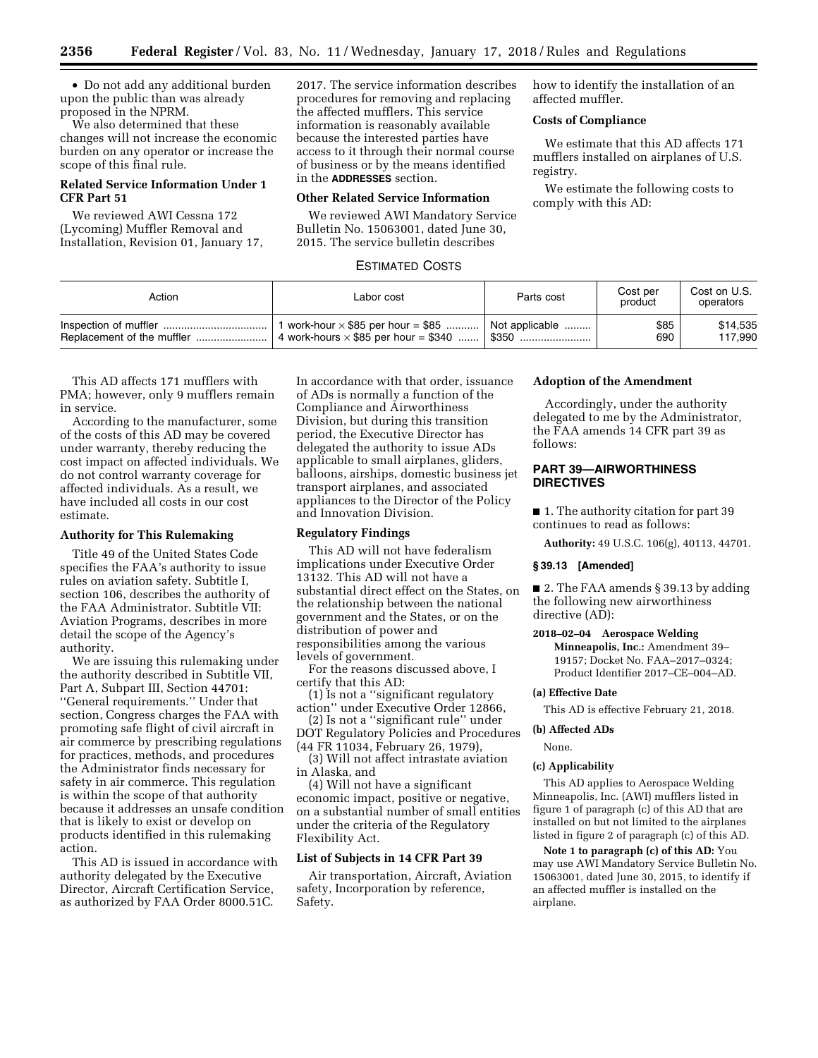- Do not add any additional burden upon the public than was already proposed in the NPRM.

We also determined that these changes will not increase the economic burden on any operator or increase the scope of this final rule.

### Related Service Information Under 1 CFR Part 51

We reviewed AWI Cessna 172 (Lycoming) Muffler Removal and Installation, Revision 01, January 17, 2017. The service information describes procedures for removing and replacing the affected mufflers. This service information is reasonably available because the interested parties have access to it through their normal course of business or by the means identified in the **ADDRESSES** section.

### Other Related Service Information

We reviewed AWI Mandatory Service Bulletin No. 15063001, dated June 30, 2015. The service bulletin describes how to identify the installation of an affected muffler.

### Costs of Compliance

We estimate that this AD affects 171 mufflers installed on airplanes of U.S. registry.

We estimate the following costs to comply with this AD:

ESTIMATED COSTS

| Action | Labor cost | Parts cost | Cost per product | Cost on U.S. operators |
|---|---|---|---|---|
| Inspection of muffler | 1 work-hour × $85 per hour = $85 | Not applicable | $85 | $14,535 |
| Replacement of the muffler | 4 work-hours × $85 per hour = $340 | $350 | 690 | 117,990 |

This AD affects 171 mufflers with PMA; however, only 9 mufflers remain in service.

According to the manufacturer, some of the costs of this AD may be covered under warranty, thereby reducing the cost impact on affected individuals. We do not control warranty coverage for affected individuals. As a result, we have included all costs in our cost estimate.

### Authority for This Rulemaking

Title 49 of the United States Code specifies the FAA's authority to issue rules on aviation safety. Subtitle I, section 106, describes the authority of the FAA Administrator. Subtitle VII: Aviation Programs, describes in more detail the scope of the Agency's authority.

We are issuing this rulemaking under the authority described in Subtitle VII, Part A, Subpart III, Section 44701: "General requirements." Under that section, Congress charges the FAA with promoting safe flight of civil aircraft in air commerce by prescribing regulations for practices, methods, and procedures the Administrator finds necessary for safety in air commerce. This regulation is within the scope of that authority because it addresses an unsafe condition that is likely to exist or develop on products identified in this rulemaking action.

This AD is issued in accordance with authority delegated by the Executive Director, Aircraft Certification Service, as authorized by FAA Order 8000.51C. In accordance with that order, issuance of ADs is normally a function of the Compliance and Airworthiness Division, but during this transition period, the Executive Director has delegated the authority to issue ADs applicable to small airplanes, gliders, balloons, airships, domestic business jet transport airplanes, and associated appliances to the Director of the Policy and Innovation Division.

### Regulatory Findings

This AD will not have federalism implications under Executive Order 13132. This AD will not have a substantial direct effect on the States, on the relationship between the national government and the States, or on the distribution of power and responsibilities among the various levels of government.

For the reasons discussed above, I certify that this AD:

(1) Is not a "significant regulatory action" under Executive Order 12866,

(2) Is not a "significant rule" under DOT Regulatory Policies and Procedures (44 FR 11034, February 26, 1979),

(3) Will not affect intrastate aviation in Alaska, and

(4) Will not have a significant economic impact, positive or negative, on a substantial number of small entities under the criteria of the Regulatory Flexibility Act.

### List of Subjects in 14 CFR Part 39

Air transportation, Aircraft, Aviation safety, Incorporation by reference, Safety.

### Adoption of the Amendment

Accordingly, under the authority delegated to me by the Administrator, the FAA amends 14 CFR part 39 as follows:

## PART 39—AIRWORTHINESS DIRECTIVES

■ 1. The authority citation for part 39 continues to read as follows:

**Authority:** 49 U.S.C. 106(g), 40113, 44701.

#### § 39.13 [Amended]

■ 2. The FAA amends § 39.13 by adding the following new airworthiness directive (AD):

**2018–02–04 Aerospace Welding Minneapolis, Inc.:** Amendment 39–19157; Docket No. FAA–2017–0324; Product Identifier 2017–CE–004–AD.

#### (a) Effective Date

This AD is effective February 21, 2018.

#### (b) Affected ADs

None.

#### (c) Applicability

This AD applies to Aerospace Welding Minneapolis, Inc. (AWI) mufflers listed in figure 1 of paragraph (c) of this AD that are installed on but not limited to the airplanes listed in figure 2 of paragraph (c) of this AD.

**Note 1 to paragraph (c) of this AD:** You may use AWI Mandatory Service Bulletin No. 15063001, dated June 30, 2015, to identify if an affected muffler is installed on the airplane.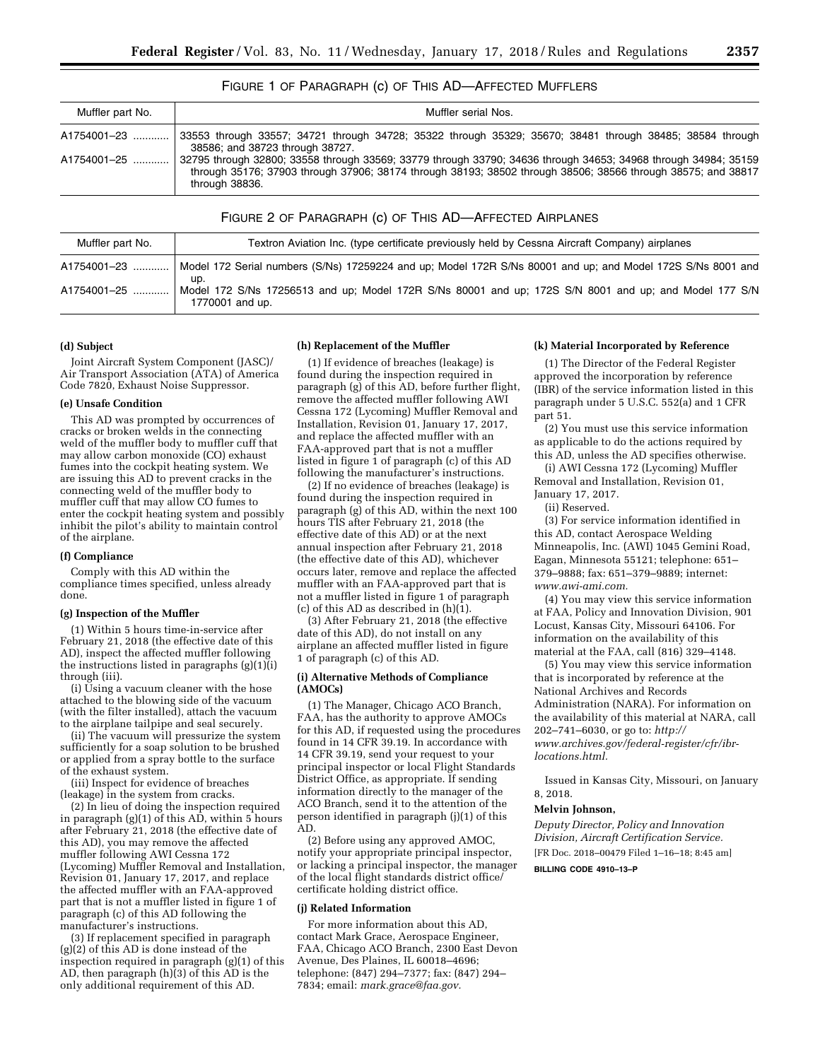FIGURE 1 OF PARAGRAPH (c) OF THIS AD—AFFECTED MUFFLERS

| Muffler part No. | Muffler serial Nos. |
| --- | --- |
| A1754001–23 | 33553 through 33557; 34721 through 34728; 35322 through 35329; 35670; 38481 through 38485; 38584 through 38586; and 38723 through 38727. |
| A1754001–25 | 32795 through 32800; 33558 through 33569; 33779 through 33790; 34636 through 34653; 34968 through 34984; 35159 through 35176; 37903 through 37906; 38174 through 38193; 38502 through 38506; 38566 through 38575; and 38817 through 38836. |

FIGURE 2 OF PARAGRAPH (c) OF THIS AD—AFFECTED AIRPLANES

| Muffler part No. | Textron Aviation Inc. (type certificate previously held by Cessna Aircraft Company) airplanes |
| --- | --- |
| A1754001–23 | Model 172 Serial numbers (S/Ns) 17259224 and up; Model 172R S/Ns 80001 and up; and Model 172S S/Ns 8001 and up. |
| A1754001–25 | Model 172 S/Ns 17256513 and up; Model 172R S/Ns 80001 and up; 172S S/N 8001 and up; and Model 177 S/N 1770001 and up. |

**(d) Subject**

Joint Aircraft System Component (JASC)/ Air Transport Association (ATA) of America Code 7820, Exhaust Noise Suppressor.

**(e) Unsafe Condition**

This AD was prompted by occurrences of cracks or broken welds in the connecting weld of the muffler body to muffler cuff that may allow carbon monoxide (CO) exhaust fumes into the cockpit heating system. We are issuing this AD to prevent cracks in the connecting weld of the muffler body to muffler cuff that may allow CO fumes to enter the cockpit heating system and possibly inhibit the pilot's ability to maintain control of the airplane.

**(f) Compliance**

Comply with this AD within the compliance times specified, unless already done.

**(g) Inspection of the Muffler**

(1) Within 5 hours time-in-service after February 21, 2018 (the effective date of this AD), inspect the affected muffler following the instructions listed in paragraphs (g)(1)(i) through (iii).

(i) Using a vacuum cleaner with the hose attached to the blowing side of the vacuum (with the filter installed), attach the vacuum to the airplane tailpipe and seal securely.

(ii) The vacuum will pressurize the system sufficiently for a soap solution to be brushed or applied from a spray bottle to the surface of the exhaust system.

(iii) Inspect for evidence of breaches (leakage) in the system from cracks.

(2) In lieu of doing the inspection required in paragraph (g)(1) of this AD, within 5 hours after February 21, 2018 (the effective date of this AD), you may remove the affected muffler following AWI Cessna 172 (Lycoming) Muffler Removal and Installation, Revision 01, January 17, 2017, and replace the affected muffler with an FAA-approved part that is not a muffler listed in figure 1 of paragraph (c) of this AD following the manufacturer's instructions.

(3) If replacement specified in paragraph (g)(2) of this AD is done instead of the inspection required in paragraph (g)(1) of this AD, then paragraph (h)(3) of this AD is the only additional requirement of this AD.

**(h) Replacement of the Muffler**

(1) If evidence of breaches (leakage) is found during the inspection required in paragraph (g) of this AD, before further flight, remove the affected muffler following AWI Cessna 172 (Lycoming) Muffler Removal and Installation, Revision 01, January 17, 2017, and replace the affected muffler with an FAA-approved part that is not a muffler listed in figure 1 of paragraph (c) of this AD following the manufacturer's instructions.

(2) If no evidence of breaches (leakage) is found during the inspection required in paragraph (g) of this AD, within the next 100 hours TIS after February 21, 2018 (the effective date of this AD) or at the next annual inspection after February 21, 2018 (the effective date of this AD), whichever occurs later, remove and replace the affected muffler with an FAA-approved part that is not a muffler listed in figure 1 of paragraph (c) of this AD as described in (h)(1).

(3) After February 21, 2018 (the effective date of this AD), do not install on any airplane an affected muffler listed in figure 1 of paragraph (c) of this AD.

**(i) Alternative Methods of Compliance (AMOCs)**

(1) The Manager, Chicago ACO Branch, FAA, has the authority to approve AMOCs for this AD, if requested using the procedures found in 14 CFR 39.19. In accordance with 14 CFR 39.19, send your request to your principal inspector or local Flight Standards District Office, as appropriate. If sending information directly to the manager of the ACO Branch, send it to the attention of the person identified in paragraph (j)(1) of this AD.

(2) Before using any approved AMOC, notify your appropriate principal inspector, or lacking a principal inspector, the manager of the local flight standards district office/ certificate holding district office.

**(j) Related Information**

For more information about this AD, contact Mark Grace, Aerospace Engineer, FAA, Chicago ACO Branch, 2300 East Devon Avenue, Des Plaines, IL 60018–4696; telephone: (847) 294–7377; fax: (847) 294–7834; email: *mark.grace@faa.gov.*

**(k) Material Incorporated by Reference**

(1) The Director of the Federal Register approved the incorporation by reference (IBR) of the service information listed in this paragraph under 5 U.S.C. 552(a) and 1 CFR part 51.

(2) You must use this service information as applicable to do the actions required by this AD, unless the AD specifies otherwise.

(i) AWI Cessna 172 (Lycoming) Muffler Removal and Installation, Revision 01, January 17, 2017.

(ii) Reserved.

(3) For service information identified in this AD, contact Aerospace Welding Minneapolis, Inc. (AWI) 1045 Gemini Road, Eagan, Minnesota 55121; telephone: 651–379–9888; fax: 651–379–9889; internet: *www.awi-ami.com.*

(4) You may view this service information at FAA, Policy and Innovation Division, 901 Locust, Kansas City, Missouri 64106. For information on the availability of this material at the FAA, call (816) 329–4148.

(5) You may view this service information that is incorporated by reference at the National Archives and Records Administration (NARA). For information on the availability of this material at NARA, call 202–741–6030, or go to: *http://www.archives.gov/federal-register/cfr/ibr-locations.html.*

Issued in Kansas City, Missouri, on January 8, 2018.

**Melvin Johnson,**

*Deputy Director, Policy and Innovation Division, Aircraft Certification Service.*

[FR Doc. 2018–00479 Filed 1–16–18; 8:45 am]

**BILLING CODE 4910–13–P**